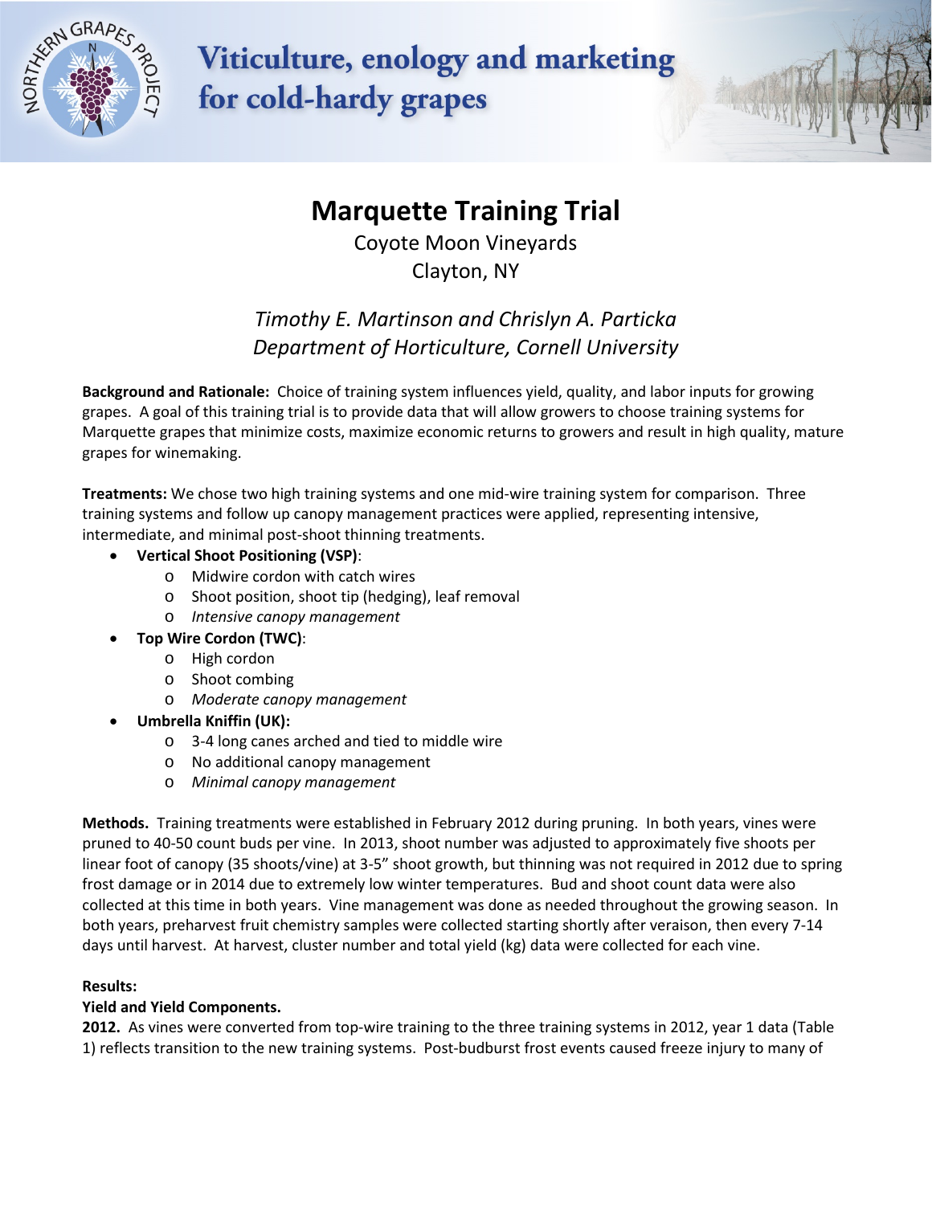Viticulture, enology and marketing for cold-hardy grapes

# Marquette Training Trial

Coyote Moon Vineyards
Clayton, NY

*Timothy E. Martinson and Chrislyn A. Particka*
*Department of Horticulture, Cornell University*

**Background and Rationale:** Choice of training system influences yield, quality, and labor inputs for growing grapes. A goal of this training trial is to provide data that will allow growers to choose training systems for Marquette grapes that minimize costs, maximize economic returns to growers and result in high quality, mature grapes for winemaking.

**Treatments:** We chose two high training systems and one mid-wire training system for comparison. Three training systems and follow up canopy management practices were applied, representing intensive, intermediate, and minimal post-shoot thinning treatments.

- **Vertical Shoot Positioning (VSP)**:
  - Midwire cordon with catch wires
  - Shoot position, shoot tip (hedging), leaf removal
  - *Intensive canopy management*
- **Top Wire Cordon (TWC)**:
  - High cordon
  - Shoot combing
  - *Moderate canopy management*
- **Umbrella Kniffin (UK):**
  - 3-4 long canes arched and tied to middle wire
  - No additional canopy management
  - *Minimal canopy management*

**Methods.** Training treatments were established in February 2012 during pruning. In both years, vines were pruned to 40-50 count buds per vine. In 2013, shoot number was adjusted to approximately five shoots per linear foot of canopy (35 shoots/vine) at 3-5" shoot growth, but thinning was not required in 2012 due to spring frost damage or in 2014 due to extremely low winter temperatures. Bud and shoot count data were also collected at this time in both years. Vine management was done as needed throughout the growing season. In both years, preharvest fruit chemistry samples were collected starting shortly after veraison, then every 7-14 days until harvest. At harvest, cluster number and total yield (kg) data were collected for each vine.

**Results:**

**Yield and Yield Components.**

**2012.** As vines were converted from top-wire training to the three training systems in 2012, year 1 data (Table 1) reflects transition to the new training systems. Post-budburst frost events caused freeze injury to many of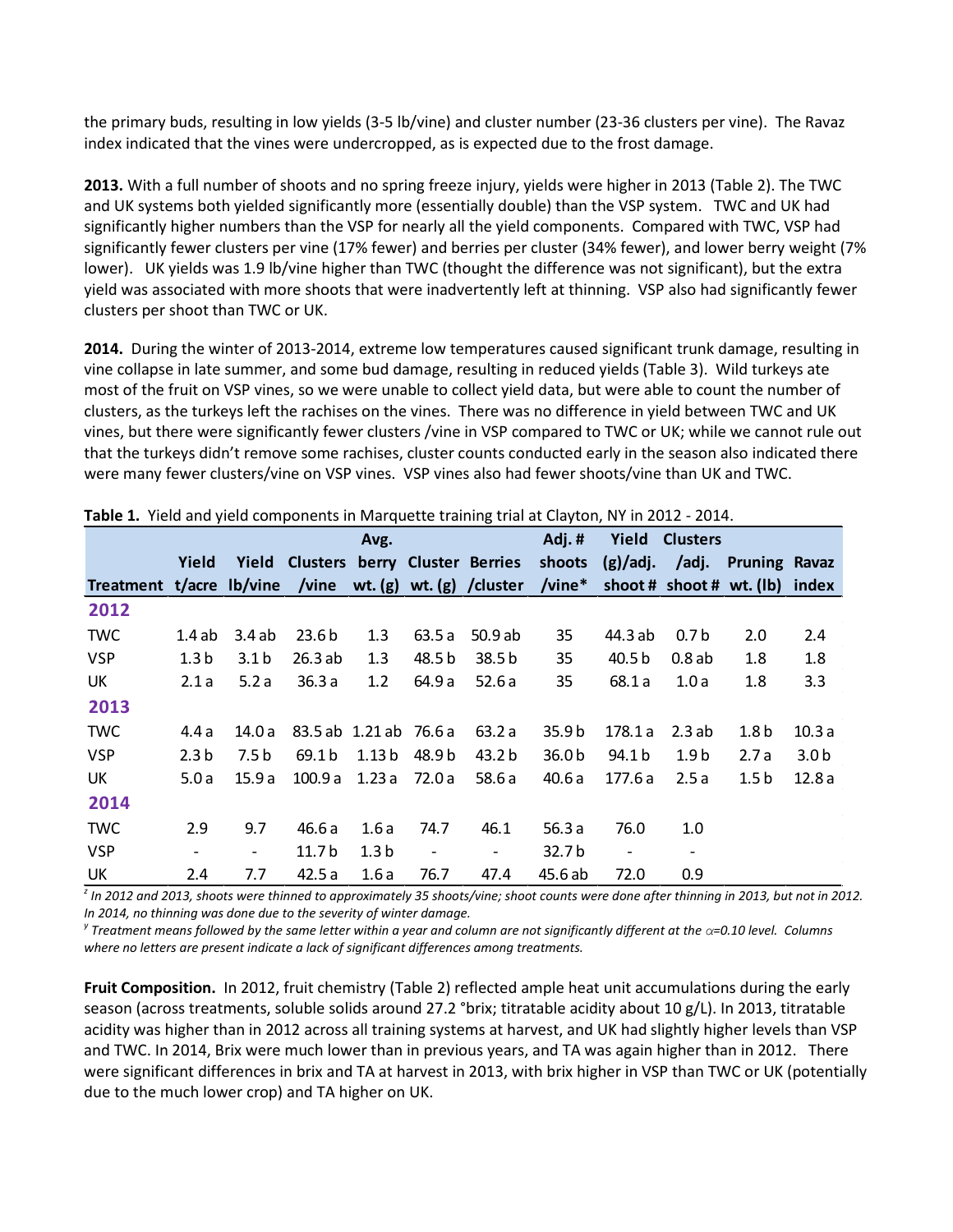the primary buds, resulting in low yields (3-5 lb/vine) and cluster number (23-36 clusters per vine). The Ravaz index indicated that the vines were undercropped, as is expected due to the frost damage.

**2013.** With a full number of shoots and no spring freeze injury, yields were higher in 2013 (Table 2). The TWC and UK systems both yielded significantly more (essentially double) than the VSP system. TWC and UK had significantly higher numbers than the VSP for nearly all the yield components. Compared with TWC, VSP had significantly fewer clusters per vine (17% fewer) and berries per cluster (34% fewer), and lower berry weight (7% lower). UK yields was 1.9 lb/vine higher than TWC (thought the difference was not significant), but the extra yield was associated with more shoots that were inadvertently left at thinning. VSP also had significantly fewer clusters per shoot than TWC or UK.

**2014.** During the winter of 2013-2014, extreme low temperatures caused significant trunk damage, resulting in vine collapse in late summer, and some bud damage, resulting in reduced yields (Table 3). Wild turkeys ate most of the fruit on VSP vines, so we were unable to collect yield data, but were able to count the number of clusters, as the turkeys left the rachises on the vines. There was no difference in yield between TWC and UK vines, but there were significantly fewer clusters /vine in VSP compared to TWC or UK; while we cannot rule out that the turkeys didn't remove some rachises, cluster counts conducted early in the season also indicated there were many fewer clusters/vine on VSP vines. VSP vines also had fewer shoots/vine than UK and TWC.

**Table 1.** Yield and yield components in Marquette training trial at Clayton, NY in 2012 - 2014.

| Treatment | Yield t/acre | Yield lb/vine | Clusters /vine | Avg. berry wt. (g) | Cluster wt. (g) | Berries /cluster | Adj. # shoots /vine* | Yield (g)/adj. shoot # | Clusters /adj. shoot # | Pruning wt. (lb) | Ravaz index |
|---|---|---|---|---|---|---|---|---|---|---|---|
| **2012** | | | | | | | | | | | |
| TWC | 1.4 ab | 3.4 ab | 23.6 b | 1.3 | 63.5 a | 50.9 ab | 35 | 44.3 ab | 0.7 b | 2.0 | 2.4 |
| VSP | 1.3 b | 3.1 b | 26.3 ab | 1.3 | 48.5 b | 38.5 b | 35 | 40.5 b | 0.8 ab | 1.8 | 1.8 |
| UK | 2.1 a | 5.2 a | 36.3 a | 1.2 | 64.9 a | 52.6 a | 35 | 68.1 a | 1.0 a | 1.8 | 3.3 |
| **2013** | | | | | | | | | | | |
| TWC | 4.4 a | 14.0 a | 83.5 ab | 1.21 ab | 76.6 a | 63.2 a | 35.9 b | 178.1 a | 2.3 ab | 1.8 b | 10.3 a |
| VSP | 2.3 b | 7.5 b | 69.1 b | 1.13 b | 48.9 b | 43.2 b | 36.0 b | 94.1 b | 1.9 b | 2.7 a | 3.0 b |
| UK | 5.0 a | 15.9 a | 100.9 a | 1.23 a | 72.0 a | 58.6 a | 40.6 a | 177.6 a | 2.5 a | 1.5 b | 12.8 a |
| **2014** | | | | | | | | | | | |
| TWC | 2.9 | 9.7 | 46.6 a | 1.6 a | 74.7 | 46.1 | 56.3 a | 76.0 | 1.0 | | |
| VSP | - | - | 11.7 b | 1.3 b | - | - | 32.7 b | - | - | | |
| UK | 2.4 | 7.7 | 42.5 a | 1.6 a | 76.7 | 47.4 | 45.6 ab | 72.0 | 0.9 | | |

[z] *In 2012 and 2013, shoots were thinned to approximately 35 shoots/vine; shoot counts were done after thinning in 2013, but not in 2012. In 2014, no thinning was done due to the severity of winter damage.*

[y] *Treatment means followed by the same letter within a year and column are not significantly different at the $\alpha$=0.10 level. Columns where no letters are present indicate a lack of significant differences among treatments.*

**Fruit Composition.** In 2012, fruit chemistry (Table 2) reflected ample heat unit accumulations during the early season (across treatments, soluble solids around 27.2 °brix; titratable acidity about 10 g/L). In 2013, titratable acidity was higher than in 2012 across all training systems at harvest, and UK had slightly higher levels than VSP and TWC. In 2014, Brix were much lower than in previous years, and TA was again higher than in 2012. There were significant differences in brix and TA at harvest in 2013, with brix higher in VSP than TWC or UK (potentially due to the much lower crop) and TA higher on UK.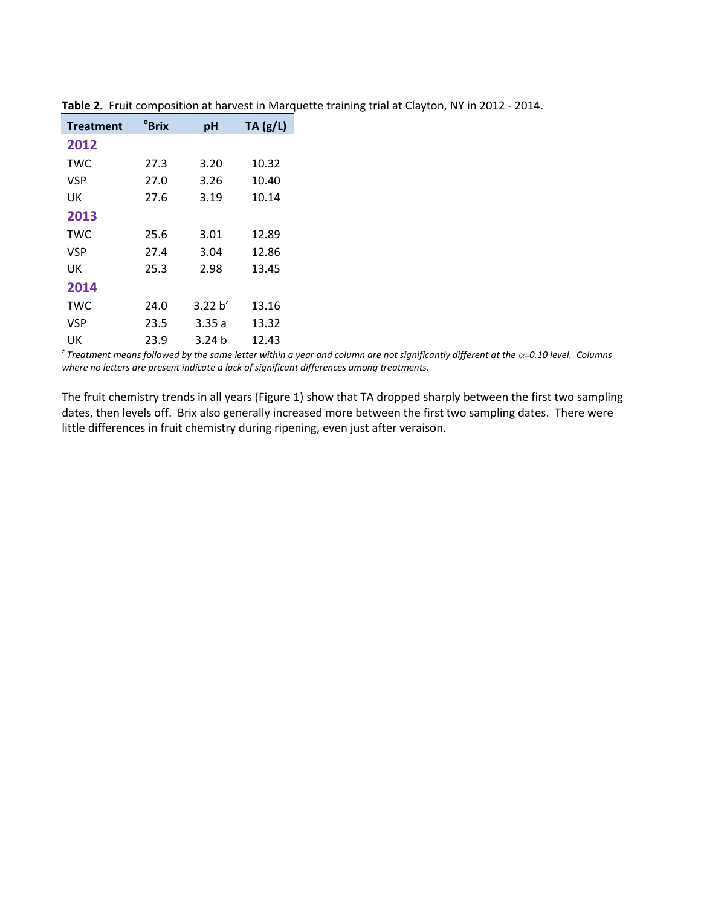**Table 2.** Fruit composition at harvest in Marquette training trial at Clayton, NY in 2012 - 2014.

| Treatment | °Brix | pH | TA (g/L) |
|---|---|---|---|
| **2012** | | | |
| TWC | 27.3 | 3.20 | 10.32 |
| VSP | 27.0 | 3.26 | 10.40 |
| UK | 27.6 | 3.19 | 10.14 |
| **2013** | | | |
| TWC | 25.6 | 3.01 | 12.89 |
| VSP | 27.4 | 3.04 | 12.86 |
| UK | 25.3 | 2.98 | 13.45 |
| **2014** | | | |
| TWC | 24.0 | 3.22 b[z] | 13.16 |
| VSP | 23.5 | 3.35 a | 13.32 |
| UK | 23.9 | 3.24 b | 12.43 |

*[z] Treatment means followed by the same letter within a year and column are not significantly different at the $\alpha$=0.10 level. Columns where no letters are present indicate a lack of significant differences among treatments.*

The fruit chemistry trends in all years (Figure 1) show that TA dropped sharply between the first two sampling dates, then levels off. Brix also generally increased more between the first two sampling dates. There were little differences in fruit chemistry during ripening, even just after veraison.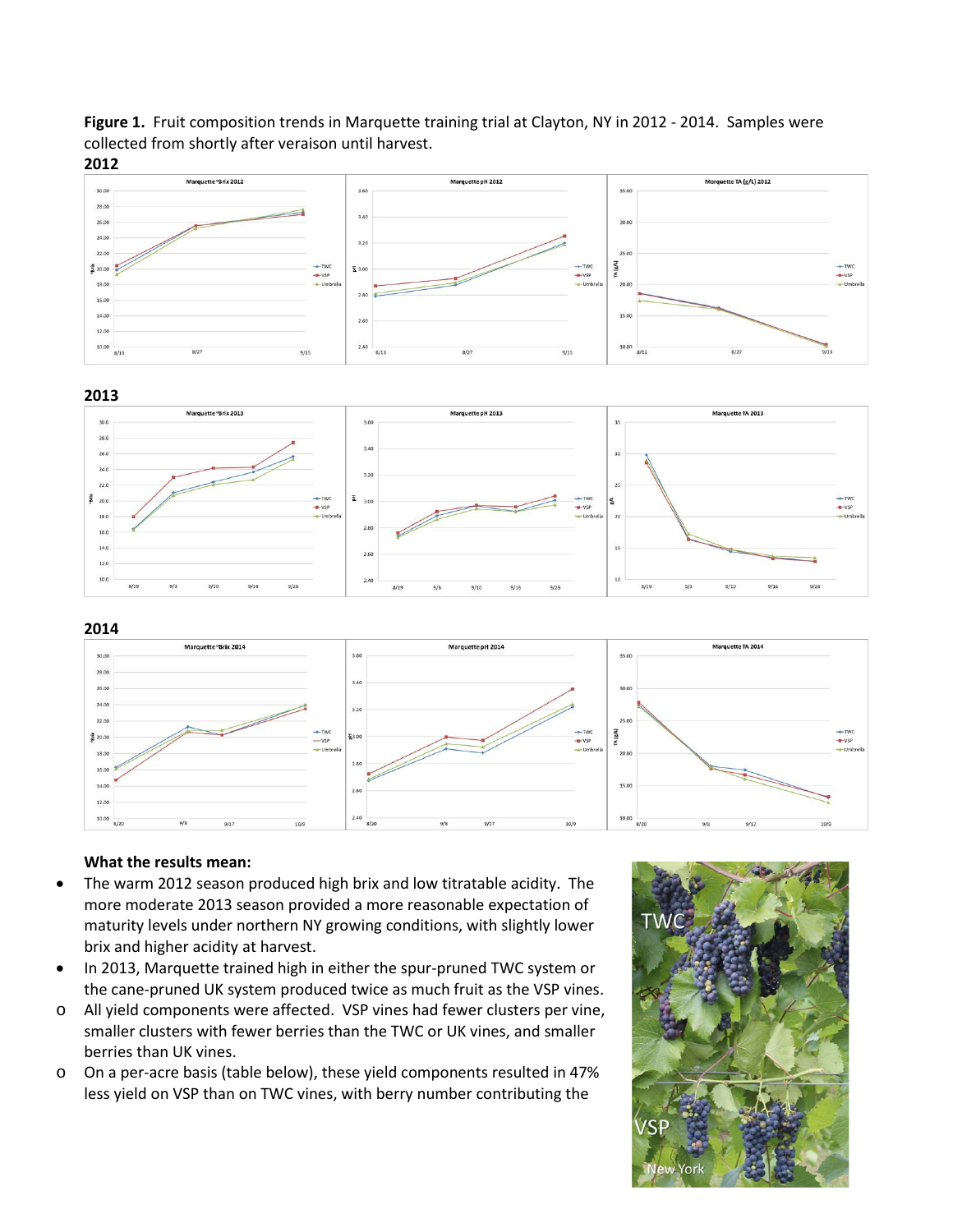**Figure 1.** Fruit composition trends in Marquette training trial at Clayton, NY in 2012 - 2014. Samples were collected from shortly after veraison until harvest.

**2012**

**2013**

**2014**

**What the results mean:**

- The warm 2012 season produced high brix and low titratable acidity. The more moderate 2013 season provided a more reasonable expectation of maturity levels under northern NY growing conditions, with slightly lower brix and higher acidity at harvest.
- In 2013, Marquette trained high in either the spur-pruned TWC system or the cane-pruned UK system produced twice as much fruit as the VSP vines.
  - All yield components were affected. VSP vines had fewer clusters per vine, smaller clusters with fewer berries than the TWC or UK vines, and smaller berries than UK vines.
  - On a per-acre basis (table below), these yield components resulted in 47% less yield on VSP than on TWC vines, with berry number contributing the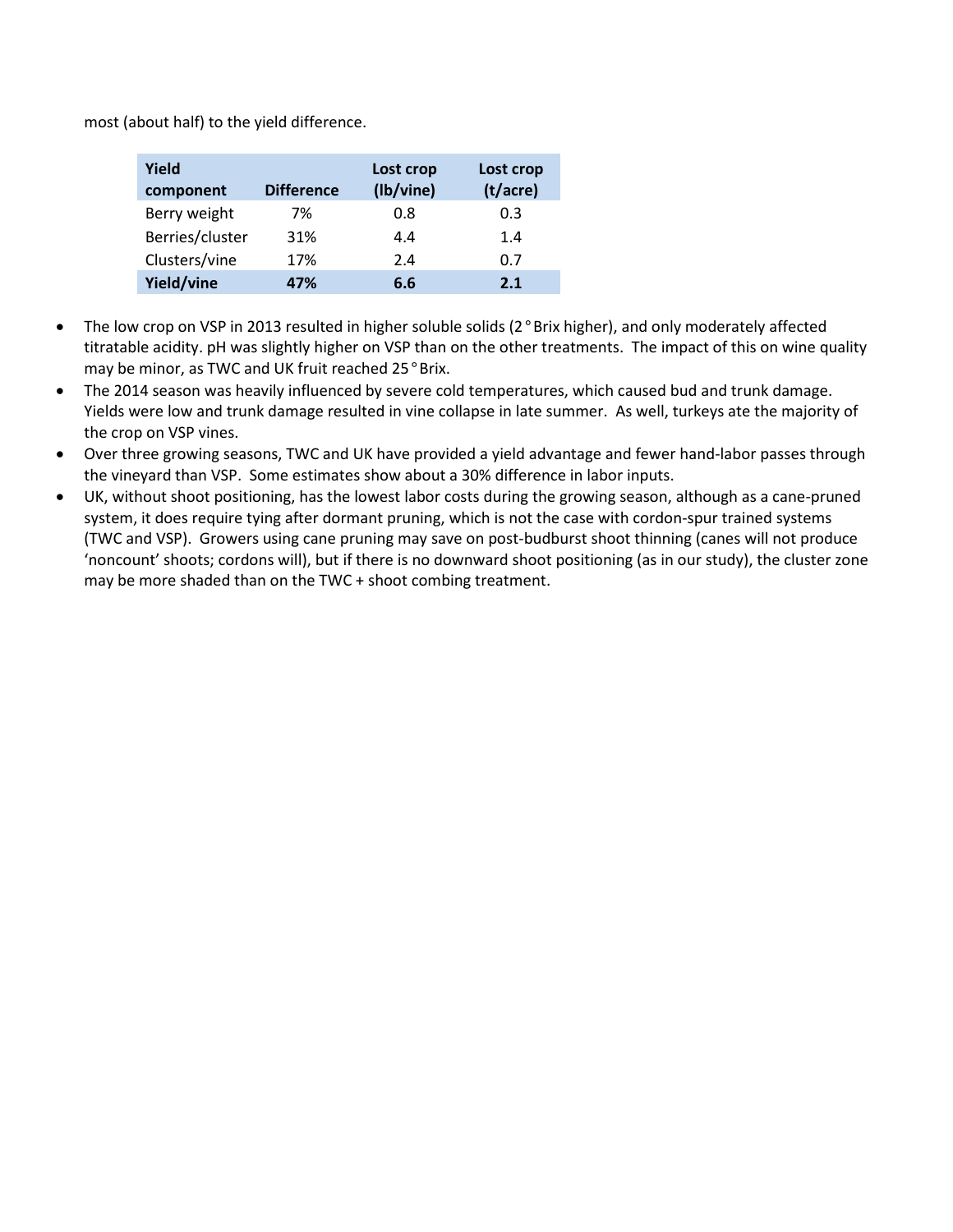most (about half) to the yield difference.

| Yield component | Difference | Lost crop (lb/vine) | Lost crop (t/acre) |
|---|---|---|---|
| Berry weight | 7% | 0.8 | 0.3 |
| Berries/cluster | 31% | 4.4 | 1.4 |
| Clusters/vine | 17% | 2.4 | 0.7 |
| **Yield/vine** | **47%** | **6.6** | **2.1** |

- The low crop on VSP in 2013 resulted in higher soluble solids (2 ° Brix higher), and only moderately affected titratable acidity. pH was slightly higher on VSP than on the other treatments. The impact of this on wine quality may be minor, as TWC and UK fruit reached 25 ° Brix.
- The 2014 season was heavily influenced by severe cold temperatures, which caused bud and trunk damage. Yields were low and trunk damage resulted in vine collapse in late summer. As well, turkeys ate the majority of the crop on VSP vines.
- Over three growing seasons, TWC and UK have provided a yield advantage and fewer hand-labor passes through the vineyard than VSP. Some estimates show about a 30% difference in labor inputs.
- UK, without shoot positioning, has the lowest labor costs during the growing season, although as a cane-pruned system, it does require tying after dormant pruning, which is not the case with cordon-spur trained systems (TWC and VSP). Growers using cane pruning may save on post-budburst shoot thinning (canes will not produce 'noncount' shoots; cordons will), but if there is no downward shoot positioning (as in our study), the cluster zone may be more shaded than on the TWC + shoot combing treatment.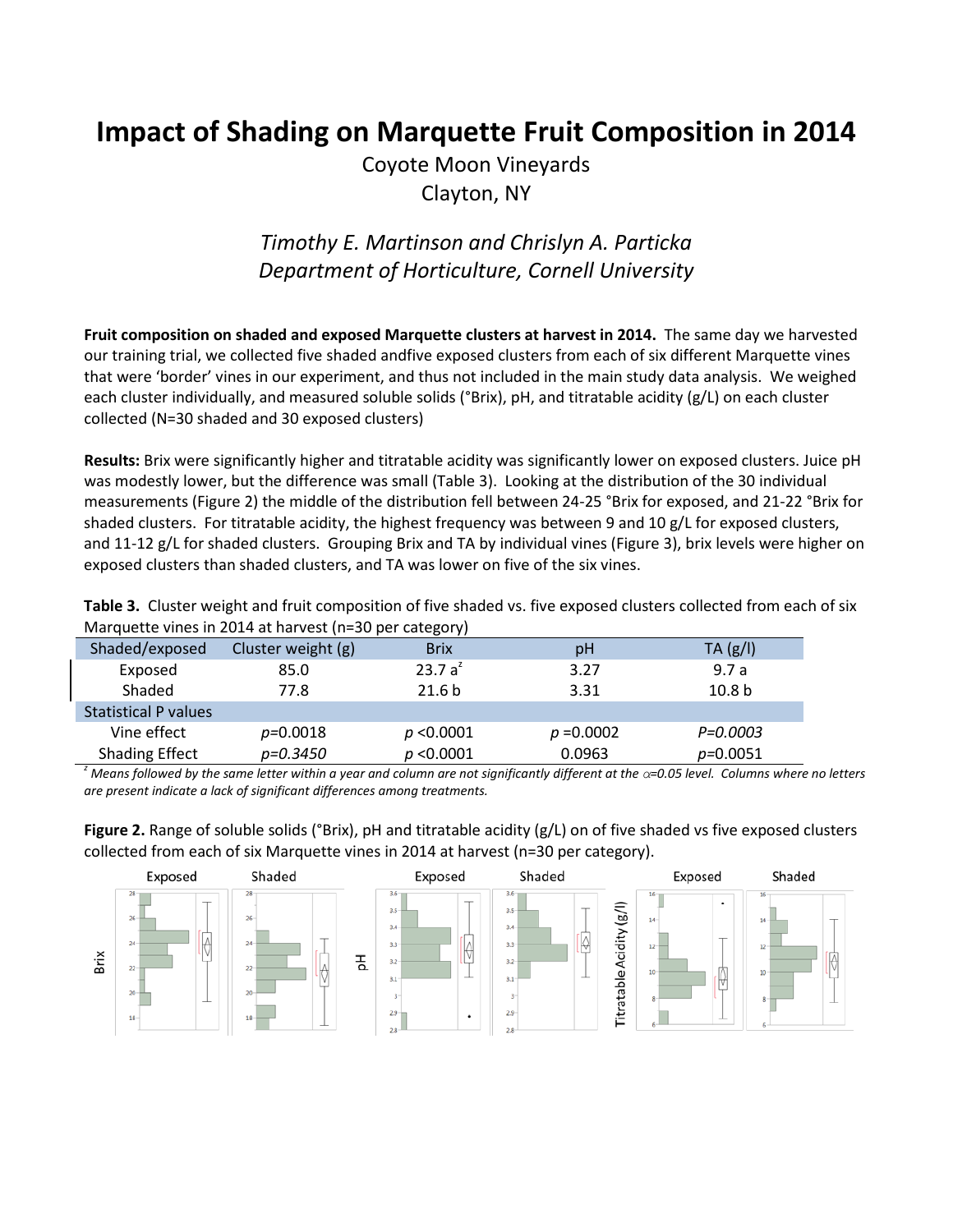# Impact of Shading on Marquette Fruit Composition in 2014

Coyote Moon Vineyards
Clayton, NY

*Timothy E. Martinson and Chrislyn A. Particka*
*Department of Horticulture, Cornell University*

**Fruit composition on shaded and exposed Marquette clusters at harvest in 2014.** The same day we harvested our training trial, we collected five shaded andfive exposed clusters from each of six different Marquette vines that were 'border' vines in our experiment, and thus not included in the main study data analysis. We weighed each cluster individually, and measured soluble solids (°Brix), pH, and titratable acidity (g/L) on each cluster collected (N=30 shaded and 30 exposed clusters)

**Results:** Brix were significantly higher and titratable acidity was significantly lower on exposed clusters. Juice pH was modestly lower, but the difference was small (Table 3). Looking at the distribution of the 30 individual measurements (Figure 2) the middle of the distribution fell between 24-25 °Brix for exposed, and 21-22 °Brix for shaded clusters. For titratable acidity, the highest frequency was between 9 and 10 g/L for exposed clusters, and 11-12 g/L for shaded clusters. Grouping Brix and TA by individual vines (Figure 3), brix levels were higher on exposed clusters than shaded clusters, and TA was lower on five of the six vines.

**Table 3.** Cluster weight and fruit composition of five shaded vs. five exposed clusters collected from each of six Marquette vines in 2014 at harvest (n=30 per category)

| Shaded/exposed | Cluster weight (g) | Brix | pH | TA (g/l) |
|---|---|---|---|---|
| Exposed | 85.0 | 23.7 a[z] | 3.27 | 9.7 a |
| Shaded | 77.8 | 21.6 b | 3.31 | 10.8 b |
| Statistical P values | | | | |
| Vine effect | *p*=0.0018 | *p* <0.0001 | *p* =0.0002 | *P=0.0003* |
| Shading Effect | *p=0.3450* | *p* <0.0001 | 0.0963 | *p*=0.0051 |

*[z] Means followed by the same letter within a year and column are not significantly different at the $\alpha$=0.05 level. Columns where no letters are present indicate a lack of significant differences among treatments.*

**Figure 2.** Range of soluble solids (°Brix), pH and titratable acidity (g/L) on of five shaded vs five exposed clusters collected from each of six Marquette vines in 2014 at harvest (n=30 per category).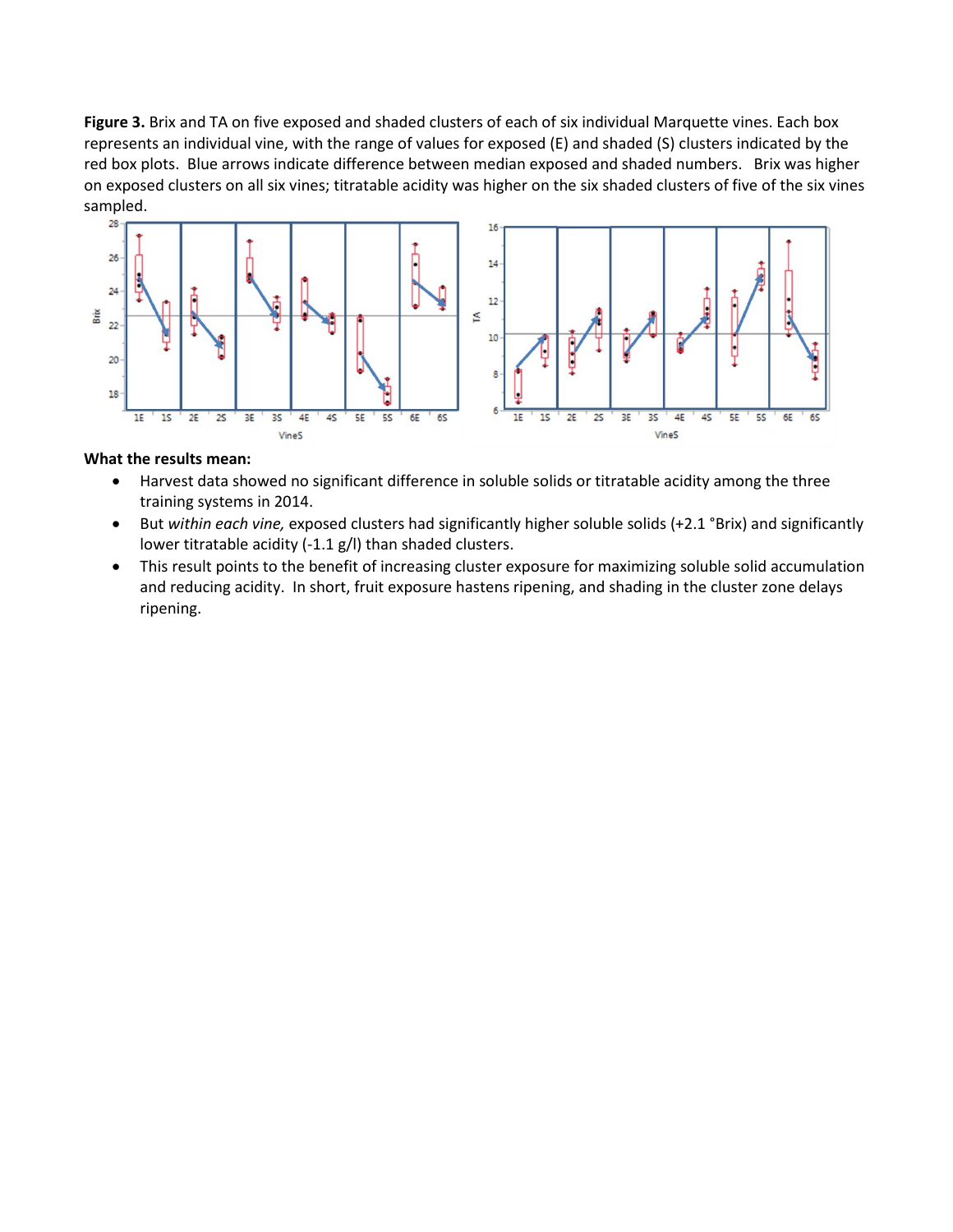**Figure 3.** Brix and TA on five exposed and shaded clusters of each of six individual Marquette vines. Each box represents an individual vine, with the range of values for exposed (E) and shaded (S) clusters indicated by the red box plots. Blue arrows indicate difference between median exposed and shaded numbers. Brix was higher on exposed clusters on all six vines; titratable acidity was higher on the six shaded clusters of five of the six vines sampled.

Brix
28
26
24
22
20
18
1E 1S 2E 2S 3E 3S 4E 4S 5E 5S 6E 6S
VineS

TA
16
14
12
10
8
6
1E 1S 2E 2S 3E 3S 4E 4S 5E 5S 6E 6S
VineS

**What the results mean:**

- Harvest data showed no significant difference in soluble solids or titratable acidity among the three training systems in 2014.
- But *within each vine,* exposed clusters had significantly higher soluble solids (+2.1 °Brix) and significantly lower titratable acidity (-1.1 g/l) than shaded clusters.
- This result points to the benefit of increasing cluster exposure for maximizing soluble solid accumulation and reducing acidity. In short, fruit exposure hastens ripening, and shading in the cluster zone delays ripening.